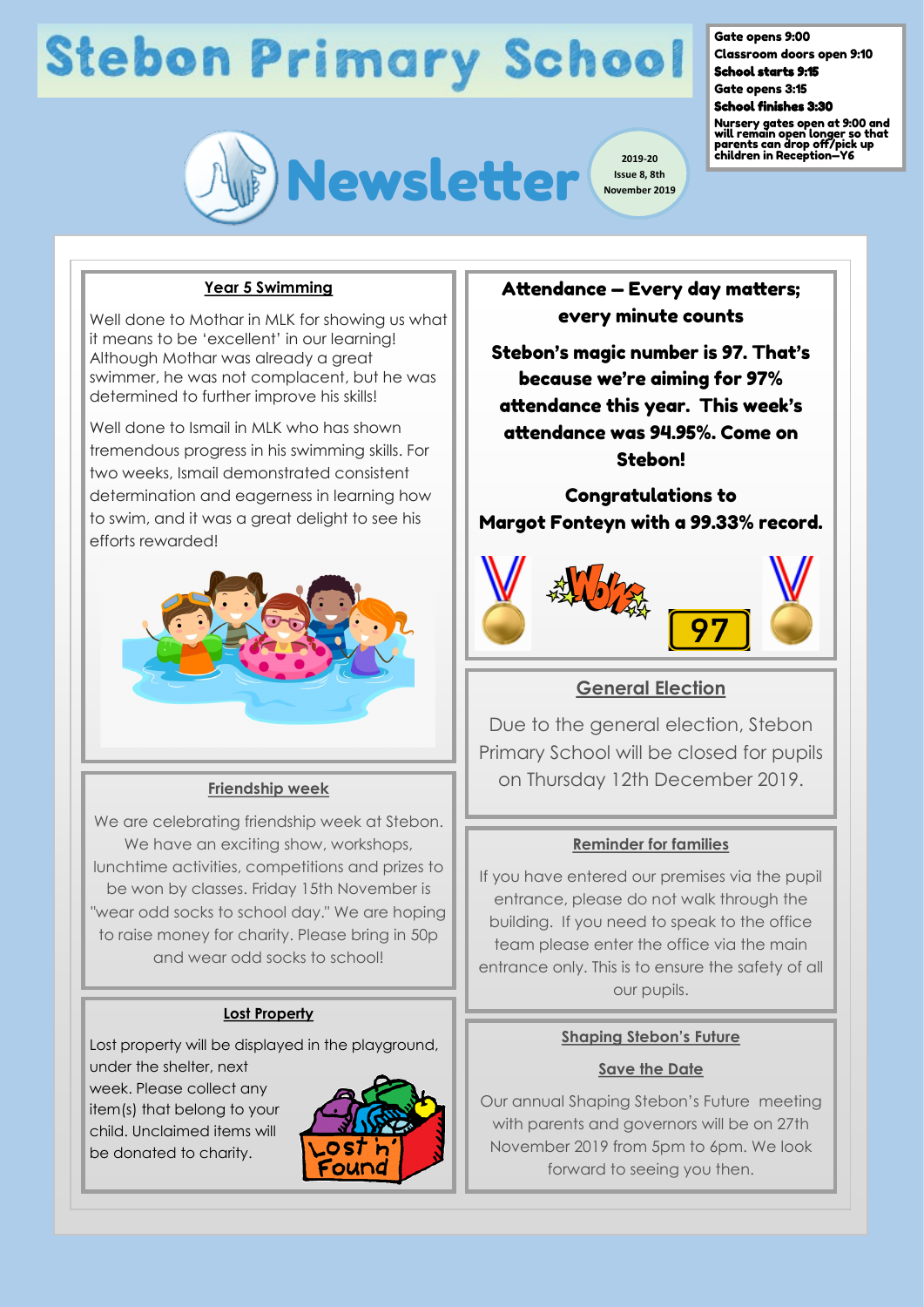# Stebon Primary School

# Newsletter

2019-20 Issue 8, 8th November 2019

**Gate opens 9:00**
**Classroom doors open 9:10**
**School starts 9:15**
**Gate opens 3:15**
**School finishes 3:30**
**Nursery gates open at 9:00 and will remain open longer so that parents can drop off/pick up children in Reception—Y6**

## Year 5 Swimming

Well done to Mothar in MLK for showing us what it means to be 'excellent' in our learning! Although Mothar was already a great swimmer, he was not complacent, but he was determined to further improve his skills!

Well done to Ismail in MLK who has shown tremendous progress in his swimming skills. For two weeks, Ismail demonstrated consistent determination and eagerness in learning how to swim, and it was a great delight to see his efforts rewarded!

## Friendship week

We are celebrating friendship week at Stebon. We have an exciting show, workshops, lunchtime activities, competitions and prizes to be won by classes. Friday 15th November is "wear odd socks to school day." We are hoping to raise money for charity. Please bring in 50p and wear odd socks to school!

## Lost Property

Lost property will be displayed in the playground, under the shelter, next week. Please collect any item(s) that belong to your child. Unclaimed items will be donated to charity.

## Attendance – Every day matters; every minute counts

**Stebon's magic number is 97. That's because we're aiming for 97% attendance this year. This week's attendance was 94.95%. Come on Stebon!**

**Congratulations to Margot Fonteyn with a 99.33% record.**

## General Election

Due to the general election, Stebon Primary School will be closed for pupils on Thursday 12th December 2019.

## Reminder for families

If you have entered our premises via the pupil entrance, please do not walk through the building. If you need to speak to the office team please enter the office via the main entrance only. This is to ensure the safety of all our pupils.

## Shaping Stebon's Future

### Save the Date

Our annual Shaping Stebon's Future meeting with parents and governors will be on 27th November 2019 from 5pm to 6pm. We look forward to seeing you then.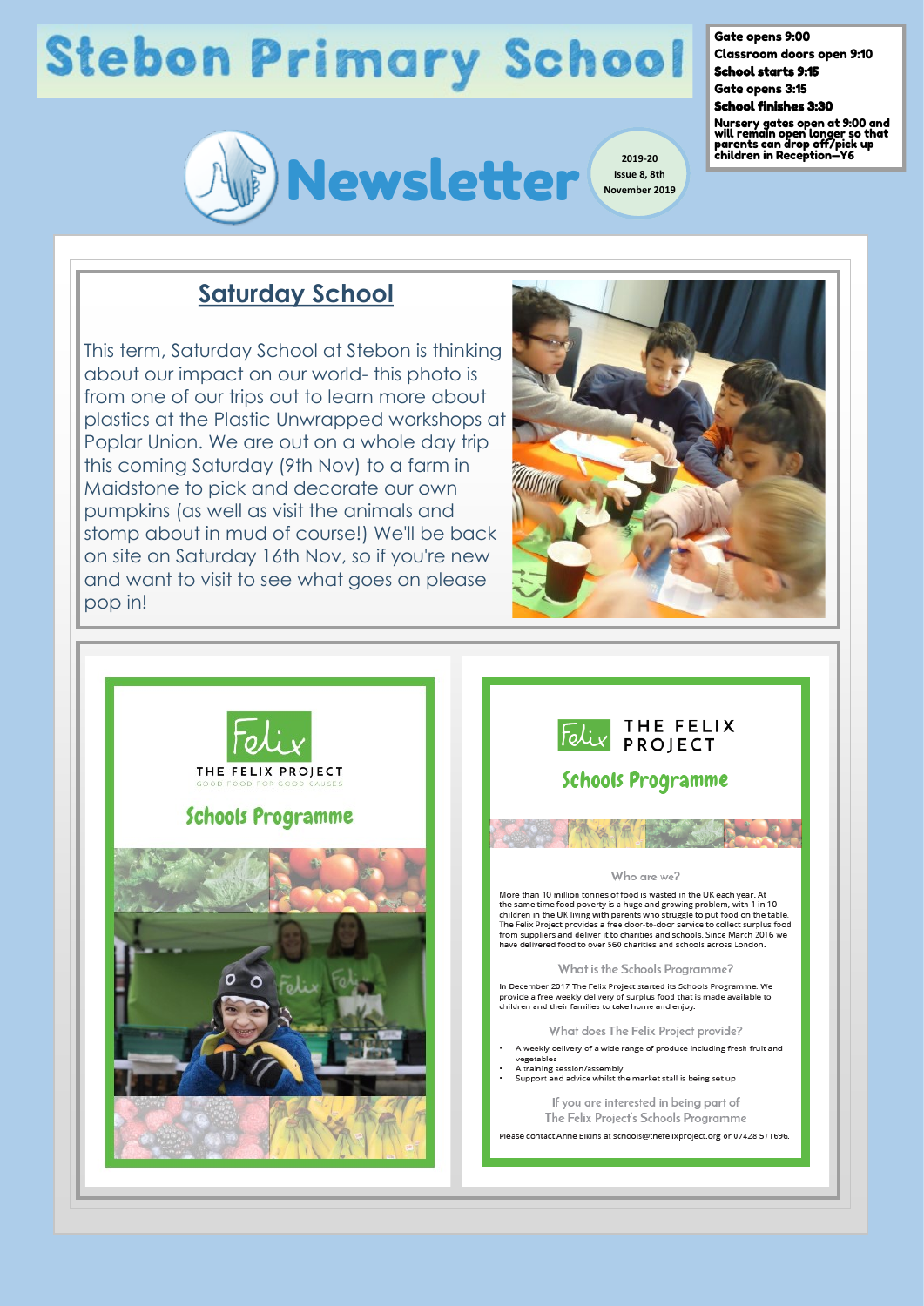# Stebon Primary School

**Gate opens 9:00**
**Classroom doors open 9:10**
**School starts 9:15**
**Gate opens 3:15**
**School finishes 3:30**
**Nursery gates open at 9:00 and will remain open longer so that parents can drop off/pick up children in Reception—Y6**

## Newsletter

2019-20
Issue 8, 8th November 2019

## Saturday School

This term, Saturday School at Stebon is thinking about our impact on our world- this photo is from one of our trips out to learn more about plastics at the Plastic Unwrapped workshops at Poplar Union. We are out on a whole day trip this coming Saturday (9th Nov) to a farm in Maidstone to pick and decorate our own pumpkins (as well as visit the animals and stomp about in mud of course!) We'll be back on site on Saturday 16th Nov, so if you're new and want to visit to see what goes on please pop in!

### Felix — THE FELIX PROJECT

GOOD FOOD FOR GOOD CAUSES

### Schools Programme

### Felix — THE FELIX PROJECT

### Schools Programme

#### Who are we?

More than 10 million tonnes of food is wasted in the UK each year. At the same time food poverty is a huge and growing problem, with 1 in 10 children in the UK living with parents who struggle to put food on the table. The Felix Project provides a free door-to-door service to collect surplus food from suppliers and deliver it to charities and schools. Since March 2016 we have delivered food to over 560 charities and schools across London.

#### What is the Schools Programme?

In December 2017 The Felix Project started its Schools Programme. We provide a free weekly delivery of surplus food that is made available to children and their families to take home and enjoy.

#### What does The Felix Project provide?

- A weekly delivery of a wide range of produce including fresh fruit and vegetables
- A training session/assembly
- Support and advice whilst the market stall is being set up

If you are interested in being part of The Felix Project's Schools Programme

Please contact Anne Elkins at schools@thefelixproject.org or 07428 571696.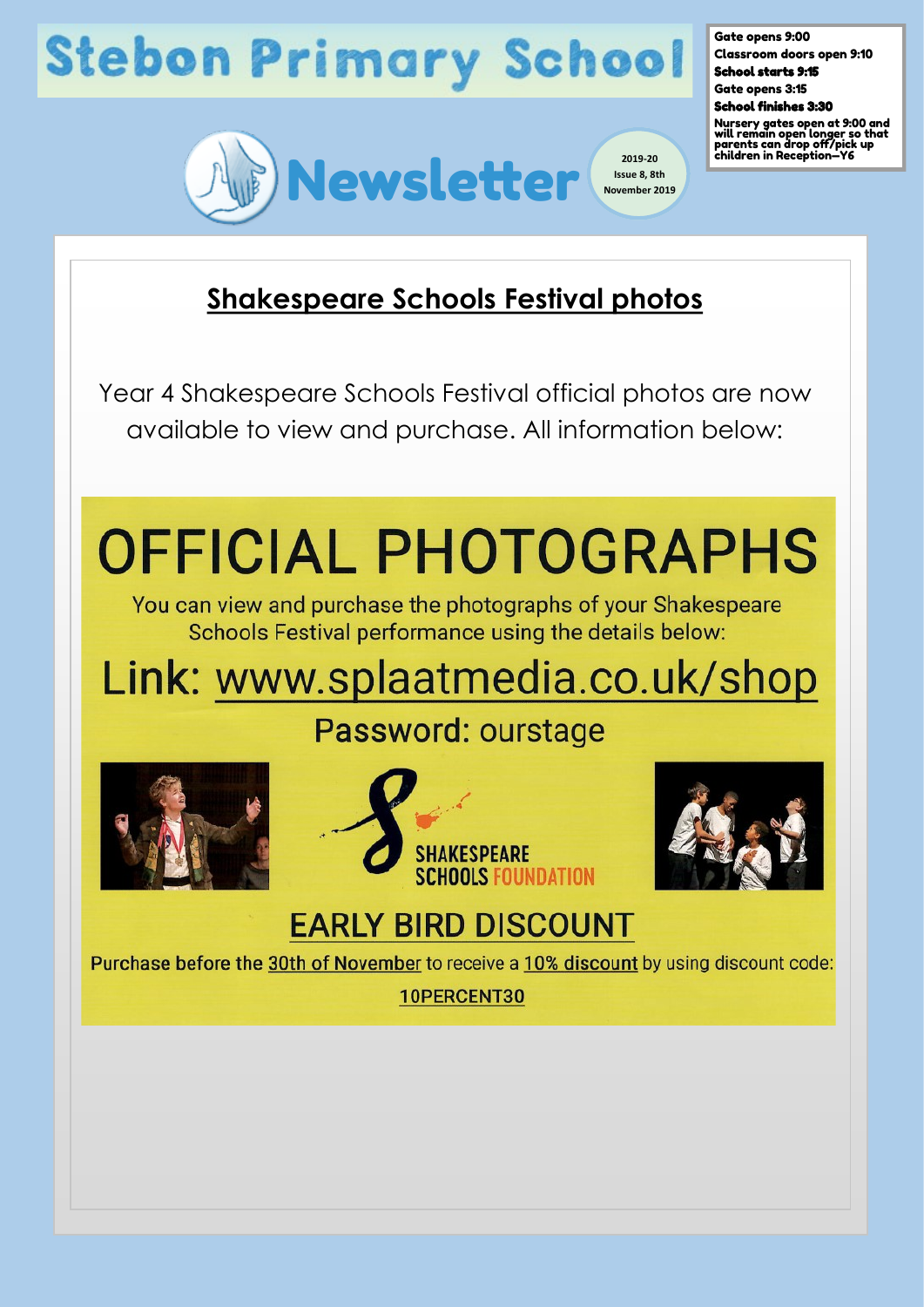# Stebon Primary School

Gate opens 9:00
Classroom doors open 9:10
**School starts 9:15**
Gate opens 3:15
**School finishes 3:30**
**Nursery gates open at 9:00 and will remain open longer so that parents can drop off/pick up children in Reception—Y6**

## Newsletter

2019-20
Issue 8, 8th November 2019

## Shakespeare Schools Festival photos

Year 4 Shakespeare Schools Festival official photos are now available to view and purchase. All information below:

# OFFICIAL PHOTOGRAPHS

You can view and purchase the photographs of your Shakespeare Schools Festival performance using the details below:

Link: www.splaatmedia.co.uk/shop

Password: ourstage

SHAKESPEARE SCHOOLS FOUNDATION

## EARLY BIRD DISCOUNT

Purchase before the 30th of November to receive a 10% discount by using discount code:

10PERCENT30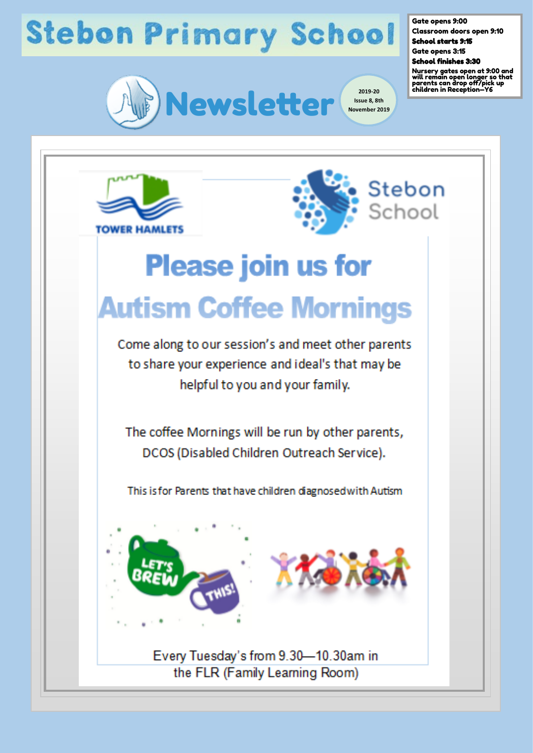# Stebon Primary School

Gate opens 9:00
Classroom doors open 9:10
**School starts 9:15**
Gate opens 3:15
**School finishes 3:30**
Nursery gates open at 9:00 and will remain open longer so that parents can drop off/pick up children in Reception—Y6

## Newsletter

2019-20
Issue 8, 8th November 2019

TOWER HAMLETS

Stebon School

# Please join us for

# Autism Coffee Mornings

Come along to our session's and meet other parents to share your experience and ideal's that may be helpful to you and your family.

The coffee Mornings will be run by other parents, DCOS (Disabled Children Outreach Service).

This is for Parents that have children diagnosed with Autism

LET'S BREW THIS!

Every Tuesday's from 9.30—10.30am in the FLR (Family Learning Room)